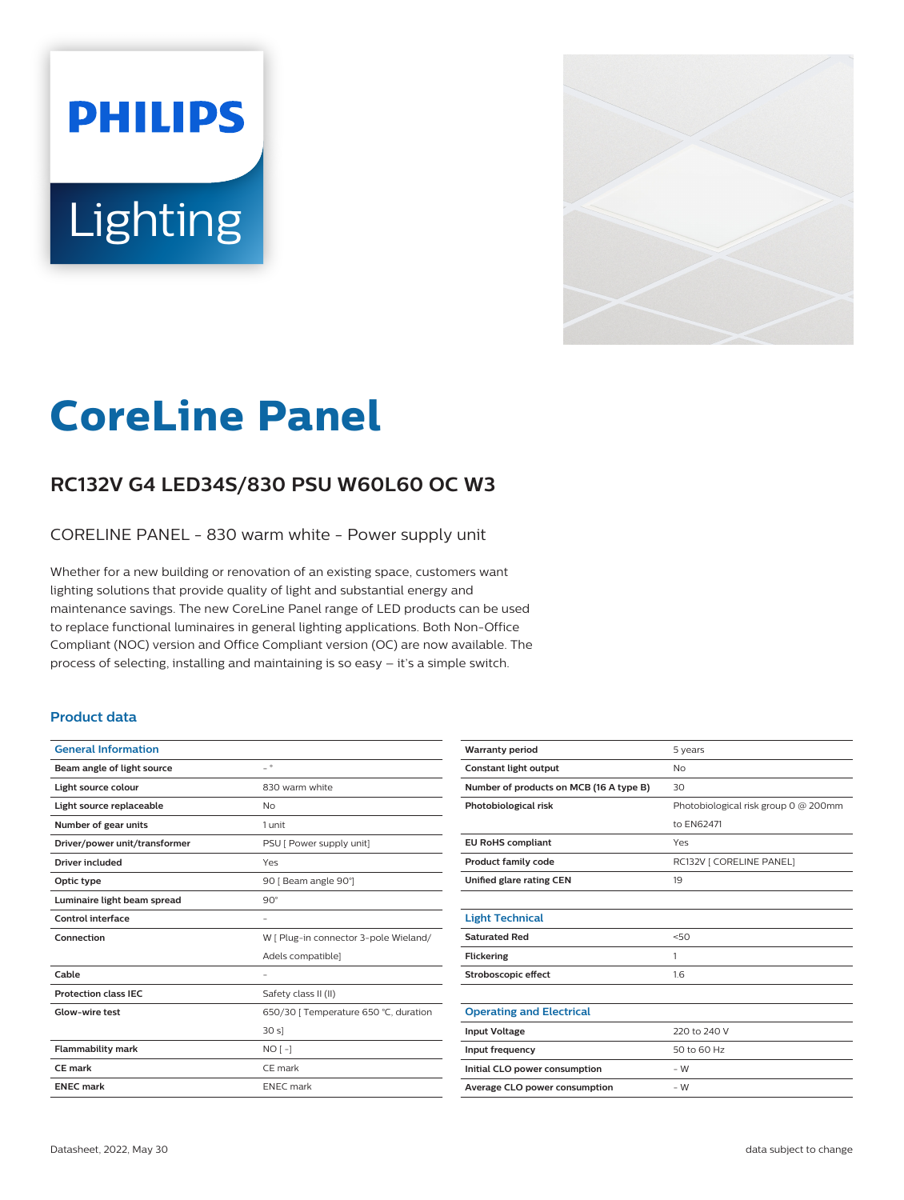# CoreLine Panel

## RC132V G4 LED34S/830 PSU W60L60 OC W3

CORELINE PANEL - 830 warm white - Power supply unit

Whether for a new building or renovation of an existing space, customers want lighting solutions that provide quality of light and substantial energy and maintenance savings. The new CoreLine Panel range of LED products can be used to replace functional luminaires in general lighting applications. Both Non-Office Compliant (NOC) version and Office Compliant version (OC) are now available. The process of selecting, installing and maintaining is so easy – it's a simple switch.

### Product data

| General Information | |
|---|---|
| **Beam angle of light source** | - ° |
| **Light source colour** | 830 warm white |
| **Light source replaceable** | No |
| **Number of gear units** | 1 unit |
| **Driver/power unit/transformer** | PSU [ Power supply unit] |
| **Driver included** | Yes |
| **Optic type** | 90 [ Beam angle 90°] |
| **Luminaire light beam spread** | 90° |
| **Control interface** | - |
| **Connection** | W [ Plug-in connector 3-pole Wieland/ Adels compatible] |
| **Cable** | - |
| **Protection class IEC** | Safety class II (II) |
| **Glow-wire test** | 650/30 [ Temperature 650 °C, duration 30 s] |
| **Flammability mark** | NO [ -] |
| **CE mark** | CE mark |
| **ENEC mark** | ENEC mark |
| **Warranty period** | 5 years |
| **Constant light output** | No |
| **Number of products on MCB (16 A type B)** | 30 |
| **Photobiological risk** | Photobiological risk group 0 @ 200mm to EN62471 |
| **EU RoHS compliant** | Yes |
| **Product family code** | RC132V [ CORELINE PANEL] |
| **Unified glare rating CEN** | 19 |

| Light Technical | |
|---|---|
| **Saturated Red** | <50 |
| **Flickering** | 1 |
| **Stroboscopic effect** | 1.6 |

| Operating and Electrical | |
|---|---|
| **Input Voltage** | 220 to 240 V |
| **Input frequency** | 50 to 60 Hz |
| **Initial CLO power consumption** | - W |
| **Average CLO power consumption** | - W |

Datasheet, 2022, May 30 — data subject to change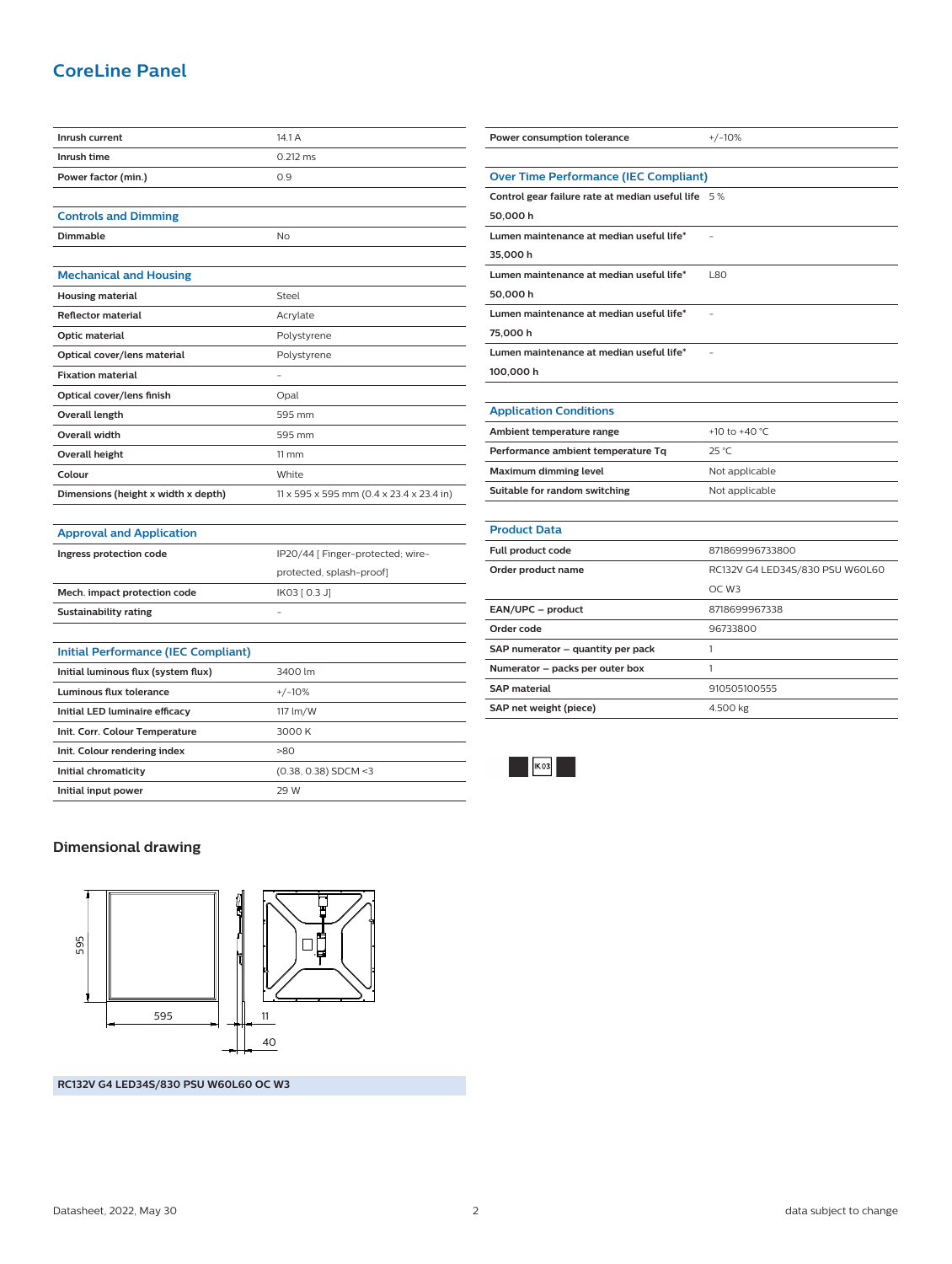# CoreLine Panel

| | |
|---|---|
| Inrush current | 14.1 A |
| Inrush time | 0.212 ms |
| Power factor (min.) | 0.9 |

| Controls and Dimming | |
|---|---|
| Dimmable | No |

| Mechanical and Housing | |
|---|---|
| Housing material | Steel |
| Reflector material | Acrylate |
| Optic material | Polystyrene |
| Optical cover/lens material | Polystyrene |
| Fixation material | - |
| Optical cover/lens finish | Opal |
| Overall length | 595 mm |
| Overall width | 595 mm |
| Overall height | 11 mm |
| Colour | White |
| Dimensions (height x width x depth) | 11 x 595 x 595 mm (0.4 x 23.4 x 23.4 in) |

| Approval and Application | |
|---|---|
| Ingress protection code | IP20/44 [ Finger-protected; wire-protected, splash-proof] |
| Mech. impact protection code | IK03 [ 0.3 J] |
| Sustainability rating | - |

| Initial Performance (IEC Compliant) | |
|---|---|
| Initial luminous flux (system flux) | 3400 lm |
| Luminous flux tolerance | +/-10% |
| Initial LED luminaire efficacy | 117 lm/W |
| Init. Corr. Colour Temperature | 3000 K |
| Init. Colour rendering index | >80 |
| Initial chromaticity | (0.38, 0.38) SDCM <3 |
| Initial input power | 29 W |

| | |
|---|---|
| Power consumption tolerance | +/-10% |

| Over Time Performance (IEC Compliant) | |
|---|---|
| Control gear failure rate at median useful life 50,000 h | 5 % |
| Lumen maintenance at median useful life* 35,000 h | - |
| Lumen maintenance at median useful life* 50,000 h | L80 |
| Lumen maintenance at median useful life* 75,000 h | - |
| Lumen maintenance at median useful life* 100,000 h | - |

| Application Conditions | |
|---|---|
| Ambient temperature range | +10 to +40 °C |
| Performance ambient temperature Tq | 25 °C |
| Maximum dimming level | Not applicable |
| Suitable for random switching | Not applicable |

| Product Data | |
|---|---|
| Full product code | 871869996733800 |
| Order product name | RC132V G4 LED34S/830 PSU W60L60 OC W3 |
| EAN/UPC – product | 8718699967338 |
| Order code | 96733800 |
| SAP numerator – quantity per pack | 1 |
| Numerator – packs per outer box | 1 |
| SAP material | 910505100555 |
| SAP net weight (piece) | 4.500 kg |

IK03

## Dimensional drawing

595

595

11

40

**RC132V G4 LED34S/830 PSU W60L60 OC W3**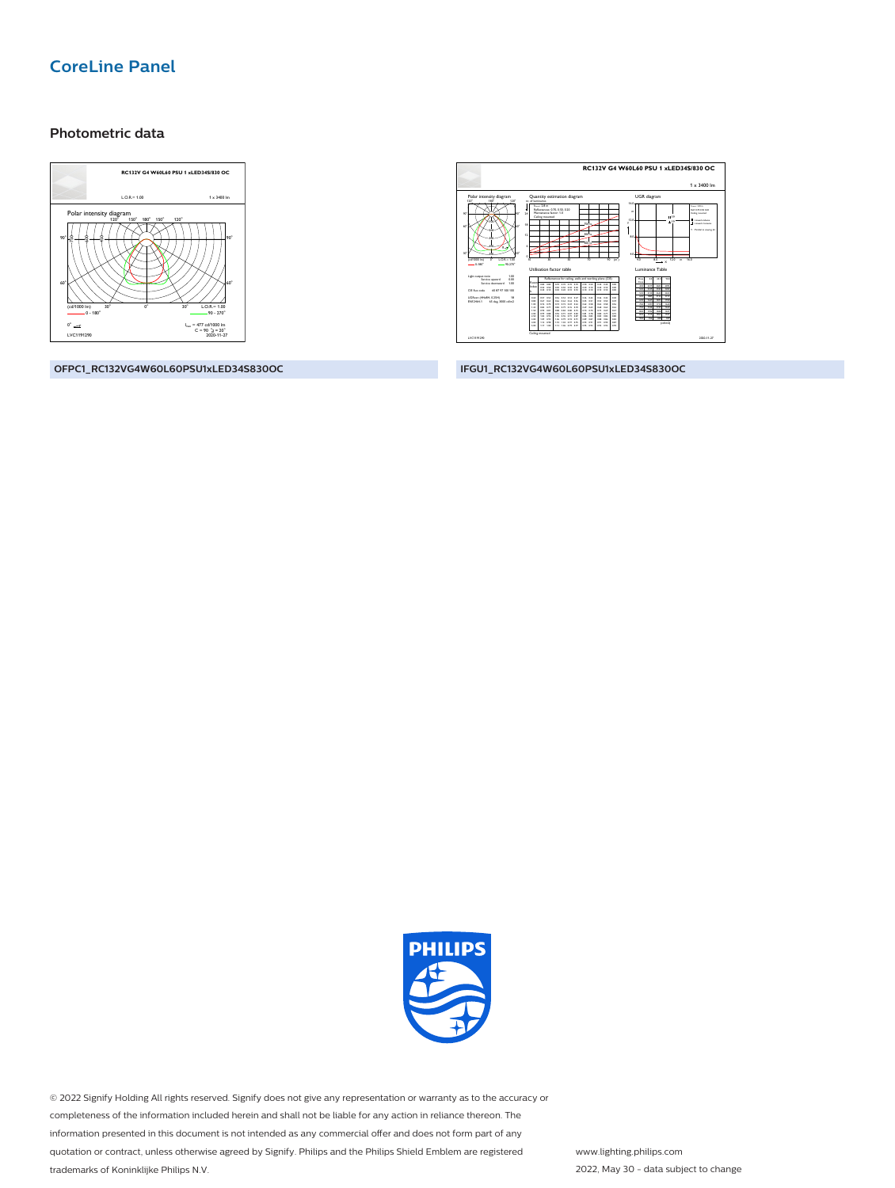## CoreLine Panel

### Photometric data

RC132V G4 W60L60 PSU 1 xLED34S/830 OC

L.O.R.= 1.00

1 x 3400 lm

Polar intensity diagram

(cd/1000 lm)

L.O.R.= 1.00

0 - 180°

90 - 270°

$I_{max}$ = 477 cd/1000 lm

C = 90 γ = 20°

LVC1191290

2020-11-27

OFPC1_RC132VG4W60L60PSU1xLED34S830OC

RC132V G4 W60L60 PSU 1 xLED34S/830 OC

1 x 3400 lm

Polar intensity diagram

Quantity estimation diagram

UGR diagram

Utilisation factor table

Luminance Table

LVC1191290

2020-11-27

IFGU1_RC132VG4W60L60PSU1xLED34S830OC

© 2022 Signify Holding All rights reserved. Signify does not give any representation or warranty as to the accuracy or completeness of the information included herein and shall not be liable for any action in reliance thereon. The information presented in this document is not intended as any commercial offer and does not form part of any quotation or contract, unless otherwise agreed by Signify. Philips and the Philips Shield Emblem are registered trademarks of Koninklijke Philips N.V.

www.lighting.philips.com

2022, May 30 - data subject to change